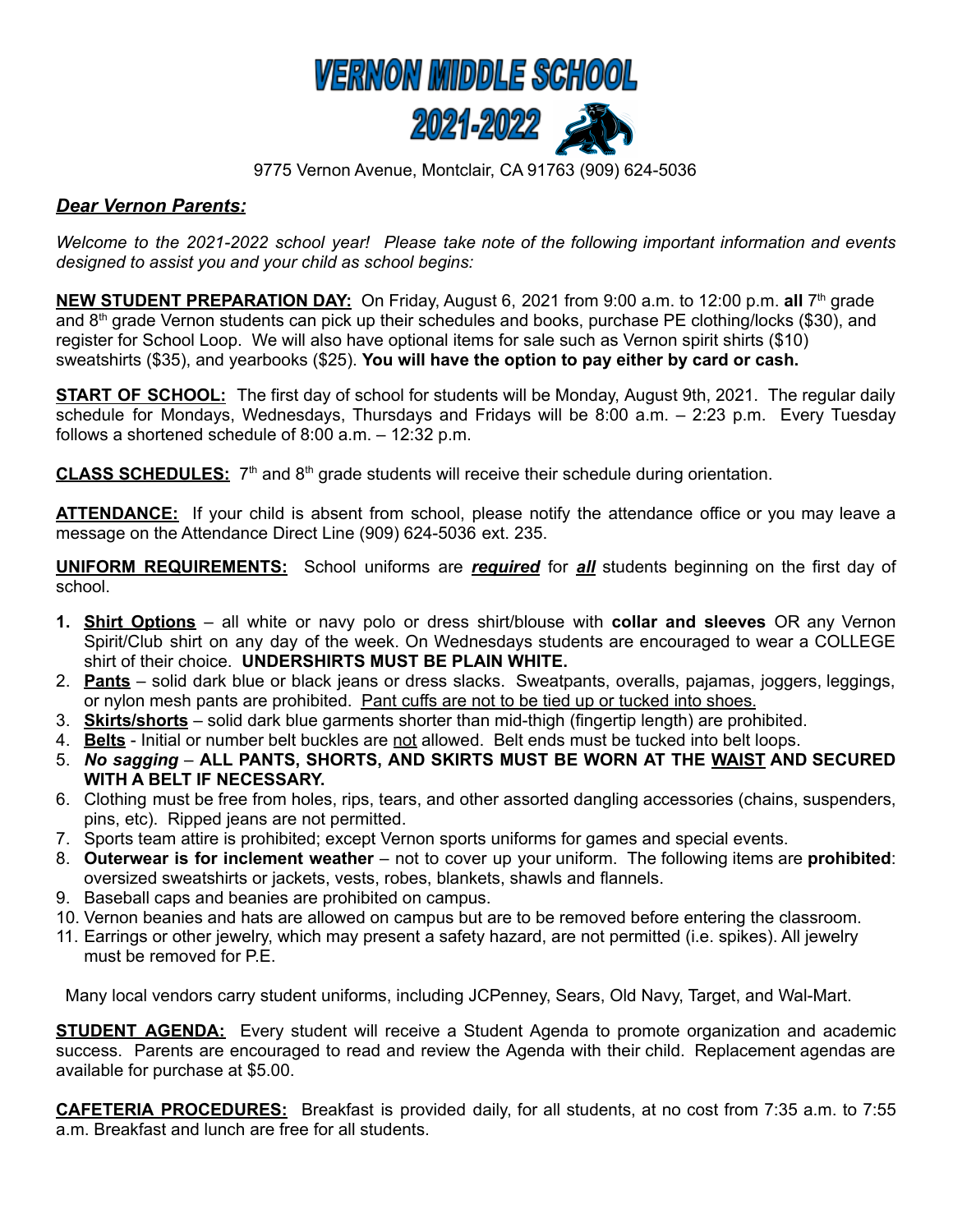# VERNON MIDDLE SCHOOL
# 2021-2022

9775 Vernon Avenue, Montclair, CA 91763 (909) 624-5036

***Dear Vernon Parents:***

*Welcome to the 2021-2022 school year! Please take note of the following important information and events designed to assist you and your child as school begins:*

**NEW STUDENT PREPARATION DAY:** On Friday, August 6, 2021 from 9:00 a.m. to 12:00 p.m. **all** 7th grade and 8th grade Vernon students can pick up their schedules and books, purchase PE clothing/locks ($30), and register for School Loop. We will also have optional items for sale such as Vernon spirit shirts ($10) sweatshirts ($35), and yearbooks ($25). **You will have the option to pay either by card or cash.**

**START OF SCHOOL:** The first day of school for students will be Monday, August 9th, 2021. The regular daily schedule for Mondays, Wednesdays, Thursdays and Fridays will be 8:00 a.m. – 2:23 p.m. Every Tuesday follows a shortened schedule of 8:00 a.m. – 12:32 p.m.

**CLASS SCHEDULES:** 7th and 8th grade students will receive their schedule during orientation.

**ATTENDANCE:** If your child is absent from school, please notify the attendance office or you may leave a message on the Attendance Direct Line (909) 624-5036 ext. 235.

**UNIFORM REQUIREMENTS:** School uniforms are ***required*** for ***all*** students beginning on the first day of school.

1. **Shirt Options** – all white or navy polo or dress shirt/blouse with **collar and sleeves** OR any Vernon Spirit/Club shirt on any day of the week. On Wednesdays students are encouraged to wear a COLLEGE shirt of their choice. **UNDERSHIRTS MUST BE PLAIN WHITE.**
2. **Pants** – solid dark blue or black jeans or dress slacks. Sweatpants, overalls, pajamas, joggers, leggings, or nylon mesh pants are prohibited. Pant cuffs are not to be tied up or tucked into shoes.
3. **Skirts/shorts** – solid dark blue garments shorter than mid-thigh (fingertip length) are prohibited.
4. **Belts** - Initial or number belt buckles are not allowed. Belt ends must be tucked into belt loops.
5. ***No sagging*** – **ALL PANTS, SHORTS, AND SKIRTS MUST BE WORN AT THE WAIST AND SECURED WITH A BELT IF NECESSARY.**
6. Clothing must be free from holes, rips, tears, and other assorted dangling accessories (chains, suspenders, pins, etc). Ripped jeans are not permitted.
7. Sports team attire is prohibited; except Vernon sports uniforms for games and special events.
8. **Outerwear is for inclement weather** – not to cover up your uniform. The following items are **prohibited**: oversized sweatshirts or jackets, vests, robes, blankets, shawls and flannels.
9. Baseball caps and beanies are prohibited on campus.
10. Vernon beanies and hats are allowed on campus but are to be removed before entering the classroom.
11. Earrings or other jewelry, which may present a safety hazard, are not permitted (i.e. spikes). All jewelry must be removed for P.E.

Many local vendors carry student uniforms, including JCPenney, Sears, Old Navy, Target, and Wal-Mart.

**STUDENT AGENDA:** Every student will receive a Student Agenda to promote organization and academic success. Parents are encouraged to read and review the Agenda with their child. Replacement agendas are available for purchase at $5.00.

**CAFETERIA PROCEDURES:** Breakfast is provided daily, for all students, at no cost from 7:35 a.m. to 7:55 a.m. Breakfast and lunch are free for all students.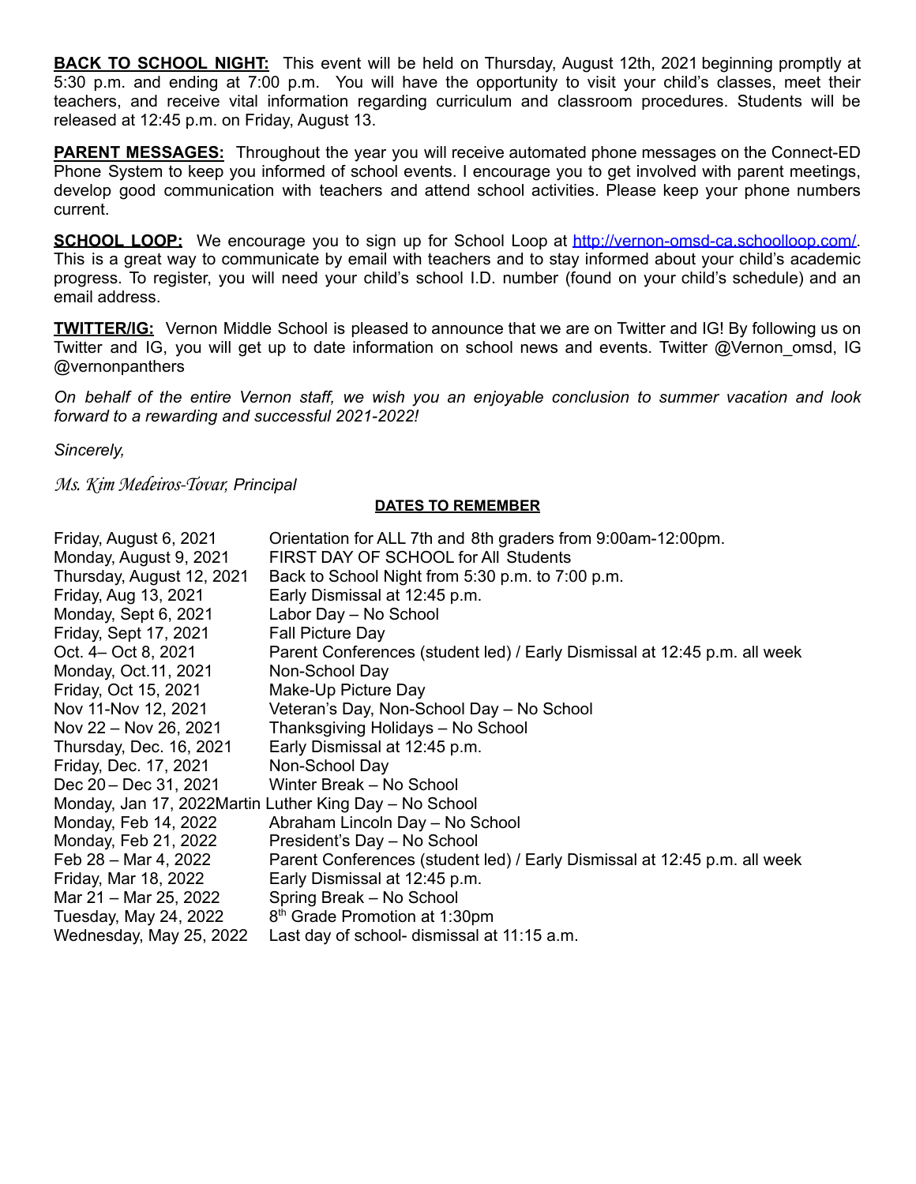**BACK TO SCHOOL NIGHT:** This event will be held on Thursday, August 12th, 2021 beginning promptly at 5:30 p.m. and ending at 7:00 p.m. You will have the opportunity to visit your child's classes, meet their teachers, and receive vital information regarding curriculum and classroom procedures. Students will be released at 12:45 p.m. on Friday, August 13.

**PARENT MESSAGES:** Throughout the year you will receive automated phone messages on the Connect-ED Phone System to keep you informed of school events. I encourage you to get involved with parent meetings, develop good communication with teachers and attend school activities. Please keep your phone numbers current.

**SCHOOL LOOP:** We encourage you to sign up for School Loop at [http://vernon-omsd-ca.schoolloop.com/](http://vernon-omsd-ca.schoolloop.com/). This is a great way to communicate by email with teachers and to stay informed about your child's academic progress. To register, you will need your child's school I.D. number (found on your child's schedule) and an email address.

**TWITTER/IG:** Vernon Middle School is pleased to announce that we are on Twitter and IG! By following us on Twitter and IG, you will get up to date information on school news and events. Twitter @Vernon_omsd, IG @vernonpanthers

*On behalf of the entire Vernon staff, we wish you an enjoyable conclusion to summer vacation and look forward to a rewarding and successful 2021-2022!*

*Sincerely,*

*Ms. Kim Medeiros-Tovar, Principal*

**DATES TO REMEMBER**

| | |
|---|---|
| Friday, August 6, 2021 | Orientation for ALL 7th and 8th graders from 9:00am-12:00pm. |
| Monday, August 9, 2021 | FIRST DAY OF SCHOOL for All Students |
| Thursday, August 12, 2021 | Back to School Night from 5:30 p.m. to 7:00 p.m. |
| Friday, Aug 13, 2021 | Early Dismissal at 12:45 p.m. |
| Monday, Sept 6, 2021 | Labor Day – No School |
| Friday, Sept 17, 2021 | Fall Picture Day |
| Oct. 4– Oct 8, 2021 | Parent Conferences (student led) / Early Dismissal at 12:45 p.m. all week |
| Monday, Oct.11, 2021 | Non-School Day |
| Friday, Oct 15, 2021 | Make-Up Picture Day |
| Nov 11-Nov 12, 2021 | Veteran's Day, Non-School Day – No School |
| Nov 22 – Nov 26, 2021 | Thanksgiving Holidays – No School |
| Thursday, Dec. 16, 2021 | Early Dismissal at 12:45 p.m. |
| Friday, Dec. 17, 2021 | Non-School Day |
| Dec 20 – Dec 31, 2021 | Winter Break – No School |
| Monday, Jan 17, 2022 | Martin Luther King Day – No School |
| Monday, Feb 14, 2022 | Abraham Lincoln Day – No School |
| Monday, Feb 21, 2022 | President's Day – No School |
| Feb 28 – Mar 4, 2022 | Parent Conferences (student led) / Early Dismissal at 12:45 p.m. all week |
| Friday, Mar 18, 2022 | Early Dismissal at 12:45 p.m. |
| Mar 21 – Mar 25, 2022 | Spring Break – No School |
| Tuesday, May 24, 2022 | 8th Grade Promotion at 1:30pm |
| Wednesday, May 25, 2022 | Last day of school- dismissal at 11:15 a.m. |